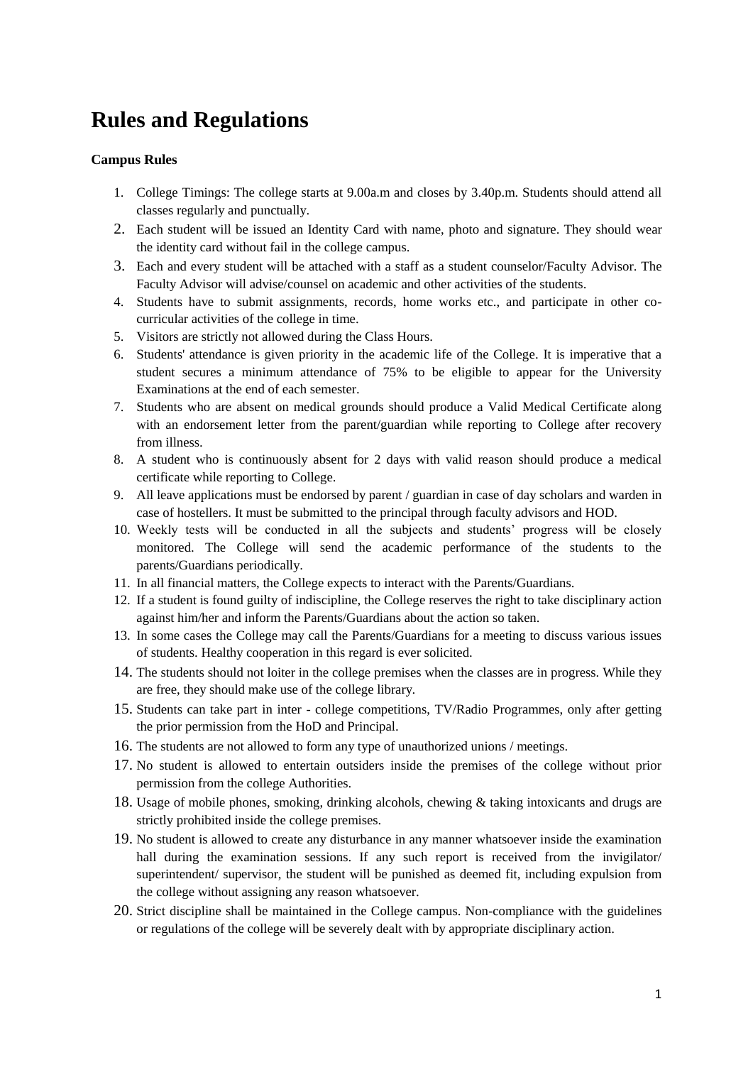# Rules and Regulations

**Campus Rules**

1. College Timings: The college starts at 9.00a.m and closes by 3.40p.m. Students should attend all classes regularly and punctually.
2. Each student will be issued an Identity Card with name, photo and signature. They should wear the identity card without fail in the college campus.
3. Each and every student will be attached with a staff as a student counselor/Faculty Advisor. The Faculty Advisor will advise/counsel on academic and other activities of the students.
4. Students have to submit assignments, records, home works etc., and participate in other co-curricular activities of the college in time.
5. Visitors are strictly not allowed during the Class Hours.
6. Students' attendance is given priority in the academic life of the College. It is imperative that a student secures a minimum attendance of 75% to be eligible to appear for the University Examinations at the end of each semester.
7. Students who are absent on medical grounds should produce a Valid Medical Certificate along with an endorsement letter from the parent/guardian while reporting to College after recovery from illness.
8. A student who is continuously absent for 2 days with valid reason should produce a medical certificate while reporting to College.
9. All leave applications must be endorsed by parent / guardian in case of day scholars and warden in case of hostellers. It must be submitted to the principal through faculty advisors and HOD.
10. Weekly tests will be conducted in all the subjects and students' progress will be closely monitored. The College will send the academic performance of the students to the parents/Guardians periodically.
11. In all financial matters, the College expects to interact with the Parents/Guardians.
12. If a student is found guilty of indiscipline, the College reserves the right to take disciplinary action against him/her and inform the Parents/Guardians about the action so taken.
13. In some cases the College may call the Parents/Guardians for a meeting to discuss various issues of students. Healthy cooperation in this regard is ever solicited.
14. The students should not loiter in the college premises when the classes are in progress. While they are free, they should make use of the college library.
15. Students can take part in inter - college competitions, TV/Radio Programmes, only after getting the prior permission from the HoD and Principal.
16. The students are not allowed to form any type of unauthorized unions / meetings.
17. No student is allowed to entertain outsiders inside the premises of the college without prior permission from the college Authorities.
18. Usage of mobile phones, smoking, drinking alcohols, chewing & taking intoxicants and drugs are strictly prohibited inside the college premises.
19. No student is allowed to create any disturbance in any manner whatsoever inside the examination hall during the examination sessions. If any such report is received from the invigilator/ superintendent/ supervisor, the student will be punished as deemed fit, including expulsion from the college without assigning any reason whatsoever.
20. Strict discipline shall be maintained in the College campus. Non-compliance with the guidelines or regulations of the college will be severely dealt with by appropriate disciplinary action.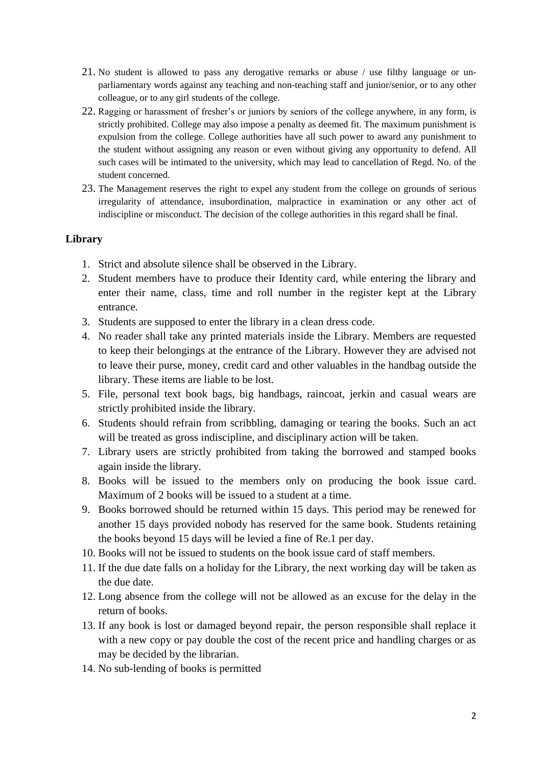21. No student is allowed to pass any derogative remarks or abuse / use filthy language or un-parliamentary words against any teaching and non-teaching staff and junior/senior, or to any other colleague, or to any girl students of the college.
22. Ragging or harassment of fresher's or juniors by seniors of the college anywhere, in any form, is strictly prohibited. College may also impose a penalty as deemed fit. The maximum punishment is expulsion from the college. College authorities have all such power to award any punishment to the student without assigning any reason or even without giving any opportunity to defend. All such cases will be intimated to the university, which may lead to cancellation of Regd. No. of the student concerned.
23. The Management reserves the right to expel any student from the college on grounds of serious irregularity of attendance, insubordination, malpractice in examination or any other act of indiscipline or misconduct. The decision of the college authorities in this regard shall be final.

## Library

1. Strict and absolute silence shall be observed in the Library.
2. Student members have to produce their Identity card, while entering the library and enter their name, class, time and roll number in the register kept at the Library entrance.
3. Students are supposed to enter the library in a clean dress code.
4. No reader shall take any printed materials inside the Library. Members are requested to keep their belongings at the entrance of the Library. However they are advised not to leave their purse, money, credit card and other valuables in the handbag outside the library. These items are liable to be lost.
5. File, personal text book bags, big handbags, raincoat, jerkin and casual wears are strictly prohibited inside the library.
6. Students should refrain from scribbling, damaging or tearing the books. Such an act will be treated as gross indiscipline, and disciplinary action will be taken.
7. Library users are strictly prohibited from taking the borrowed and stamped books again inside the library.
8. Books will be issued to the members only on producing the book issue card. Maximum of 2 books will be issued to a student at a time.
9. Books borrowed should be returned within 15 days. This period may be renewed for another 15 days provided nobody has reserved for the same book. Students retaining the books beyond 15 days will be levied a fine of Re.1 per day.
10. Books will not be issued to students on the book issue card of staff members.
11. If the due date falls on a holiday for the Library, the next working day will be taken as the due date.
12. Long absence from the college will not be allowed as an excuse for the delay in the return of books.
13. If any book is lost or damaged beyond repair, the person responsible shall replace it with a new copy or pay double the cost of the recent price and handling charges or as may be decided by the librarian.
14. No sub-lending of books is permitted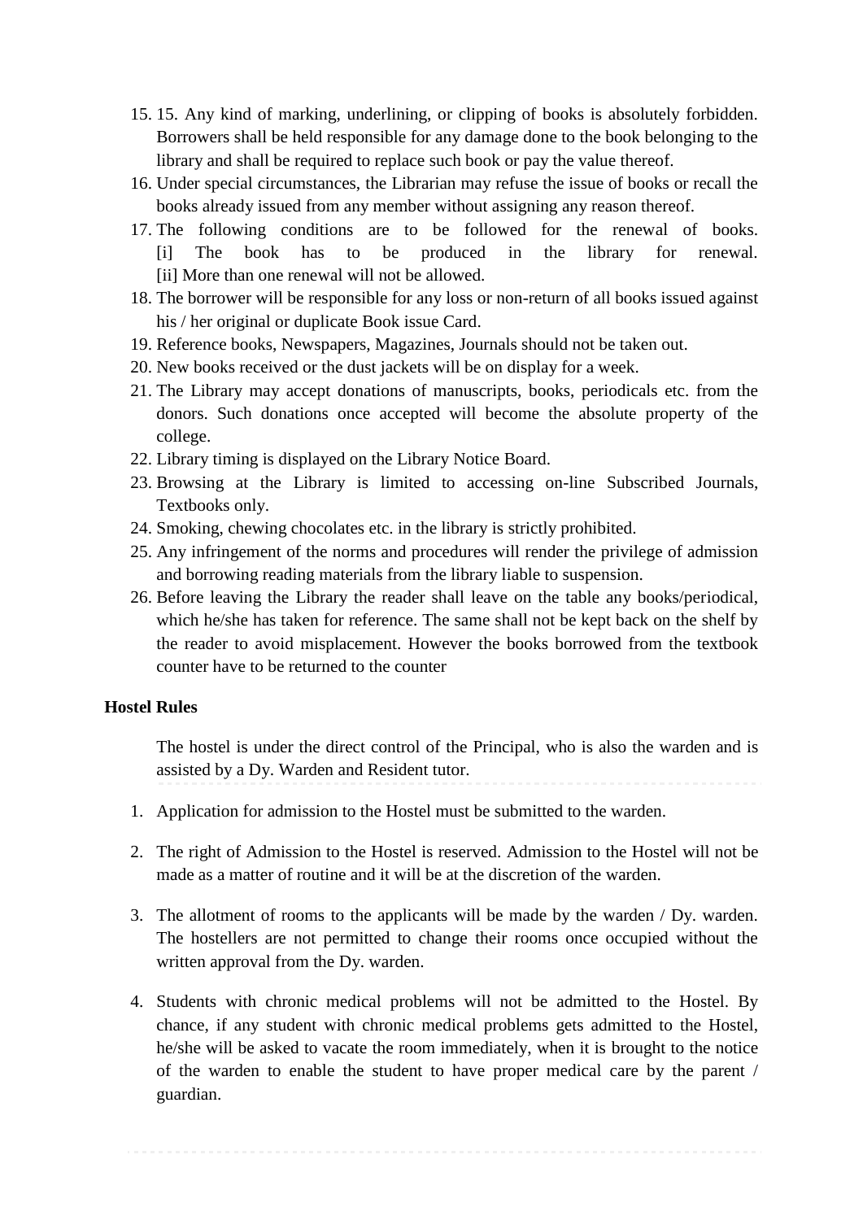15. 15. Any kind of marking, underlining, or clipping of books is absolutely forbidden. Borrowers shall be held responsible for any damage done to the book belonging to the library and shall be required to replace such book or pay the value thereof.
16. Under special circumstances, the Librarian may refuse the issue of books or recall the books already issued from any member without assigning any reason thereof.
17. The following conditions are to be followed for the renewal of books. [i] The book has to be produced in the library for renewal. [ii] More than one renewal will not be allowed.
18. The borrower will be responsible for any loss or non-return of all books issued against his / her original or duplicate Book issue Card.
19. Reference books, Newspapers, Magazines, Journals should not be taken out.
20. New books received or the dust jackets will be on display for a week.
21. The Library may accept donations of manuscripts, books, periodicals etc. from the donors. Such donations once accepted will become the absolute property of the college.
22. Library timing is displayed on the Library Notice Board.
23. Browsing at the Library is limited to accessing on-line Subscribed Journals, Textbooks only.
24. Smoking, chewing chocolates etc. in the library is strictly prohibited.
25. Any infringement of the norms and procedures will render the privilege of admission and borrowing reading materials from the library liable to suspension.
26. Before leaving the Library the reader shall leave on the table any books/periodical, which he/she has taken for reference. The same shall not be kept back on the shelf by the reader to avoid misplacement. However the books borrowed from the textbook counter have to be returned to the counter

**Hostel Rules**

The hostel is under the direct control of the Principal, who is also the warden and is assisted by a Dy. Warden and Resident tutor.

1. Application for admission to the Hostel must be submitted to the warden.

2. The right of Admission to the Hostel is reserved. Admission to the Hostel will not be made as a matter of routine and it will be at the discretion of the warden.

3. The allotment of rooms to the applicants will be made by the warden / Dy. warden. The hostellers are not permitted to change their rooms once occupied without the written approval from the Dy. warden.

4. Students with chronic medical problems will not be admitted to the Hostel. By chance, if any student with chronic medical problems gets admitted to the Hostel, he/she will be asked to vacate the room immediately, when it is brought to the notice of the warden to enable the student to have proper medical care by the parent / guardian.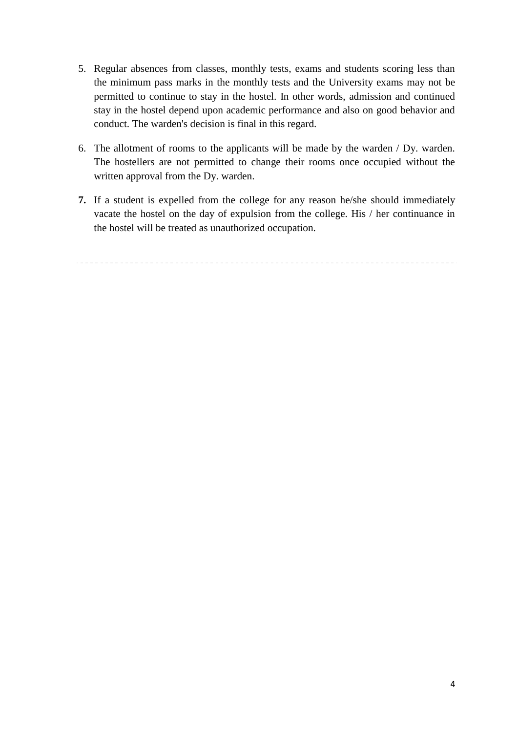5. Regular absences from classes, monthly tests, exams and students scoring less than the minimum pass marks in the monthly tests and the University exams may not be permitted to continue to stay in the hostel. In other words, admission and continued stay in the hostel depend upon academic performance and also on good behavior and conduct. The warden's decision is final in this regard.

6. The allotment of rooms to the applicants will be made by the warden / Dy. warden. The hostellers are not permitted to change their rooms once occupied without the written approval from the Dy. warden.

**7.** If a student is expelled from the college for any reason he/she should immediately vacate the hostel on the day of expulsion from the college. His / her continuance in the hostel will be treated as unauthorized occupation.